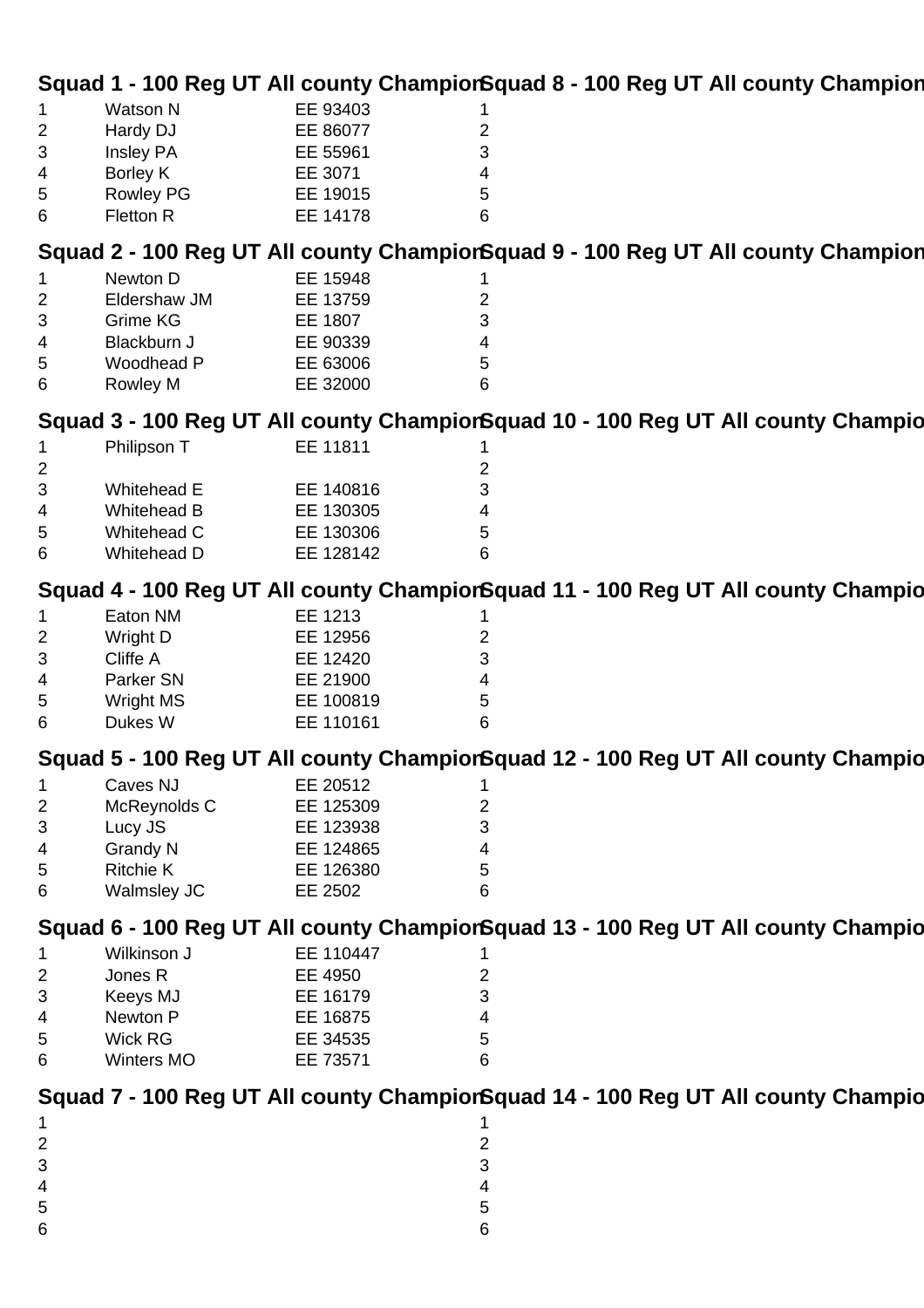### Squad 1 - 100 Reg UT All county Champion

| | | |
|---|---|---|
| 1 | Watson N | EE 93403 |
| 2 | Hardy DJ | EE 86077 |
| 3 | Insley PA | EE 55961 |
| 4 | Borley K | EE 3071 |
| 5 | Rowley PG | EE 19015 |
| 6 | Fletton R | EE 14178 |

### Squad 2 - 100 Reg UT All county Champion

| | | |
|---|---|---|
| 1 | Newton D | EE 15948 |
| 2 | Eldershaw JM | EE 13759 |
| 3 | Grime KG | EE 1807 |
| 4 | Blackburn J | EE 90339 |
| 5 | Woodhead P | EE 63006 |
| 6 | Rowley M | EE 32000 |

### Squad 3 - 100 Reg UT All county Champion

| | | |
|---|---|---|
| 1 | Philipson T | EE 11811 |
| 2 | | |
| 3 | Whitehead E | EE 140816 |
| 4 | Whitehead B | EE 130305 |
| 5 | Whitehead C | EE 130306 |
| 6 | Whitehead D | EE 128142 |

### Squad 4 - 100 Reg UT All county Champion

| | | |
|---|---|---|
| 1 | Eaton NM | EE 1213 |
| 2 | Wright D | EE 12956 |
| 3 | Cliffe A | EE 12420 |
| 4 | Parker SN | EE 21900 |
| 5 | Wright MS | EE 100819 |
| 6 | Dukes W | EE 110161 |

### Squad 5 - 100 Reg UT All county Champion

| | | |
|---|---|---|
| 1 | Caves NJ | EE 20512 |
| 2 | McReynolds C | EE 125309 |
| 3 | Lucy JS | EE 123938 |
| 4 | Grandy N | EE 124865 |
| 5 | Ritchie K | EE 126380 |
| 6 | Walmsley JC | EE 2502 |

### Squad 6 - 100 Reg UT All county Champion

| | | |
|---|---|---|
| 1 | Wilkinson J | EE 110447 |
| 2 | Jones R | EE 4950 |
| 3 | Keeys MJ | EE 16179 |
| 4 | Newton P | EE 16875 |
| 5 | Wick RG | EE 34535 |
| 6 | Winters MO | EE 73571 |

### Squad 7 - 100 Reg UT All county Champion

| | | |
|---|---|---|
| 1 | | |
| 2 | | |
| 3 | | |
| 4 | | |
| 5 | | |
| 6 | | |

### Squad 8 - 100 Reg UT All county Champion

| | | |
|---|---|---|
| 1 | | |
| 2 | | |
| 3 | | |
| 4 | | |
| 5 | | |
| 6 | | |

### Squad 9 - 100 Reg UT All county Champion

| | | |
|---|---|---|
| 1 | | |
| 2 | | |
| 3 | | |
| 4 | | |
| 5 | | |
| 6 | | |

### Squad 10 - 100 Reg UT All county Champio

| | | |
|---|---|---|
| 1 | | |
| 2 | | |
| 3 | | |
| 4 | | |
| 5 | | |
| 6 | | |

### Squad 11 - 100 Reg UT All county Champio

| | | |
|---|---|---|
| 1 | | |
| 2 | | |
| 3 | | |
| 4 | | |
| 5 | | |
| 6 | | |

### Squad 12 - 100 Reg UT All county Champio

| | | |
|---|---|---|
| 1 | | |
| 2 | | |
| 3 | | |
| 4 | | |
| 5 | | |
| 6 | | |

### Squad 13 - 100 Reg UT All county Champio

| | | |
|---|---|---|
| 1 | | |
| 2 | | |
| 3 | | |
| 4 | | |
| 5 | | |
| 6 | | |

### Squad 14 - 100 Reg UT All county Champio

| | | |
|---|---|---|
| 1 | | |
| 2 | | |
| 3 | | |
| 4 | | |
| 5 | | |
| 6 | | |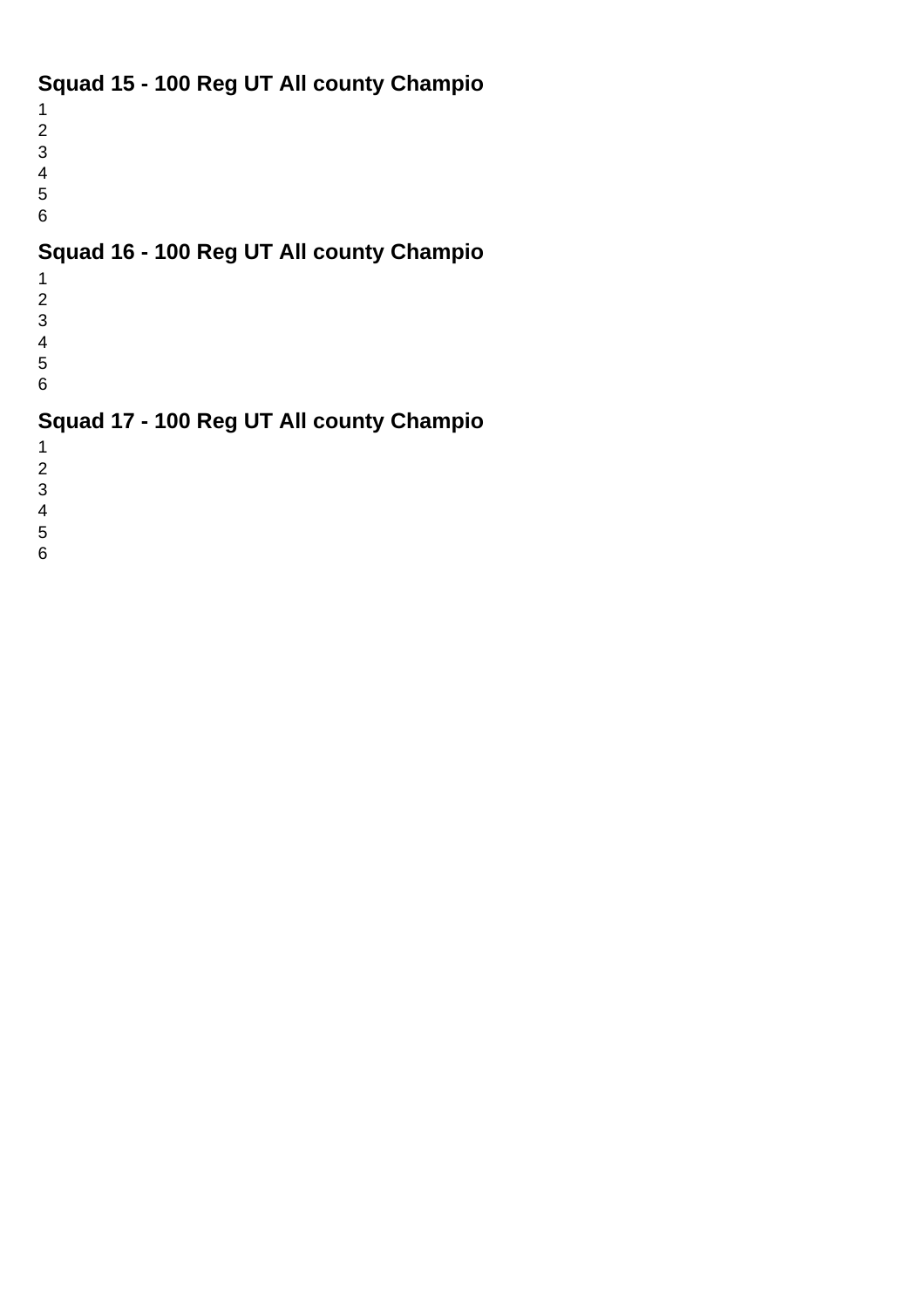**Squad 15 - 100 Reg UT All county Champio**

1
2
3
4
5
6

**Squad 16 - 100 Reg UT All county Champio**

1
2
3
4
5
6

**Squad 17 - 100 Reg UT All county Champio**

1
2
3
4
5
6